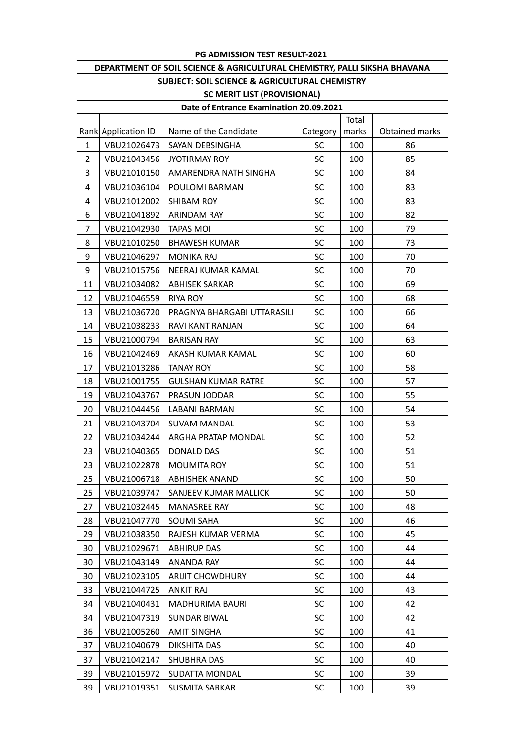**PG ADMISSION TEST RESULT-2021**

**DEPARTMENT OF SOIL SCIENCE & AGRICULTURAL CHEMISTRY, PALLI SIKSHA BHAVANA**

**SUBJECT: SOIL SCIENCE & AGRICULTURAL CHEMISTRY**

**SC MERIT LIST (PROVISIONAL)**

**Date of Entrance Examination 20.09.2021**

| Rank | Application ID | Name of the Candidate | Category | Total marks | Obtained marks |
|---|---|---|---|---|---|
| 1 | VBU21026473 | SAYAN DEBSINGHA | SC | 100 | 86 |
| 2 | VBU21043456 | JYOTIRMAY ROY | SC | 100 | 85 |
| 3 | VBU21010150 | AMARENDRA NATH SINGHA | SC | 100 | 84 |
| 4 | VBU21036104 | POULOMI BARMAN | SC | 100 | 83 |
| 4 | VBU21012002 | SHIBAM ROY | SC | 100 | 83 |
| 6 | VBU21041892 | ARINDAM RAY | SC | 100 | 82 |
| 7 | VBU21042930 | TAPAS MOI | SC | 100 | 79 |
| 8 | VBU21010250 | BHAWESH KUMAR | SC | 100 | 73 |
| 9 | VBU21046297 | MONIKA RAJ | SC | 100 | 70 |
| 9 | VBU21015756 | NEERAJ KUMAR KAMAL | SC | 100 | 70 |
| 11 | VBU21034082 | ABHISEK SARKAR | SC | 100 | 69 |
| 12 | VBU21046559 | RIYA ROY | SC | 100 | 68 |
| 13 | VBU21036720 | PRAGNYA BHARGABI UTTARASILI | SC | 100 | 66 |
| 14 | VBU21038233 | RAVI KANT RANJAN | SC | 100 | 64 |
| 15 | VBU21000794 | BARISAN RAY | SC | 100 | 63 |
| 16 | VBU21042469 | AKASH KUMAR KAMAL | SC | 100 | 60 |
| 17 | VBU21013286 | TANAY ROY | SC | 100 | 58 |
| 18 | VBU21001755 | GULSHAN KUMAR RATRE | SC | 100 | 57 |
| 19 | VBU21043767 | PRASUN JODDAR | SC | 100 | 55 |
| 20 | VBU21044456 | LABANI BARMAN | SC | 100 | 54 |
| 21 | VBU21043704 | SUVAM MANDAL | SC | 100 | 53 |
| 22 | VBU21034244 | ARGHA PRATAP MONDAL | SC | 100 | 52 |
| 23 | VBU21040365 | DONALD DAS | SC | 100 | 51 |
| 23 | VBU21022878 | MOUMITA ROY | SC | 100 | 51 |
| 25 | VBU21006718 | ABHISHEK ANAND | SC | 100 | 50 |
| 25 | VBU21039747 | SANJEEV KUMAR MALLICK | SC | 100 | 50 |
| 27 | VBU21032445 | MANASREE RAY | SC | 100 | 48 |
| 28 | VBU21047770 | SOUMI SAHA | SC | 100 | 46 |
| 29 | VBU21038350 | RAJESH KUMAR VERMA | SC | 100 | 45 |
| 30 | VBU21029671 | ABHIRUP DAS | SC | 100 | 44 |
| 30 | VBU21043149 | ANANDA RAY | SC | 100 | 44 |
| 30 | VBU21023105 | ARIJIT CHOWDHURY | SC | 100 | 44 |
| 33 | VBU21044725 | ANKIT RAJ | SC | 100 | 43 |
| 34 | VBU21040431 | MADHURIMA BAURI | SC | 100 | 42 |
| 34 | VBU21047319 | SUNDAR BIWAL | SC | 100 | 42 |
| 36 | VBU21005260 | AMIT SINGHA | SC | 100 | 41 |
| 37 | VBU21040679 | DIKSHITA DAS | SC | 100 | 40 |
| 37 | VBU21042147 | SHUBHRA DAS | SC | 100 | 40 |
| 39 | VBU21015972 | SUDATTA MONDAL | SC | 100 | 39 |
| 39 | VBU21019351 | SUSMITA SARKAR | SC | 100 | 39 |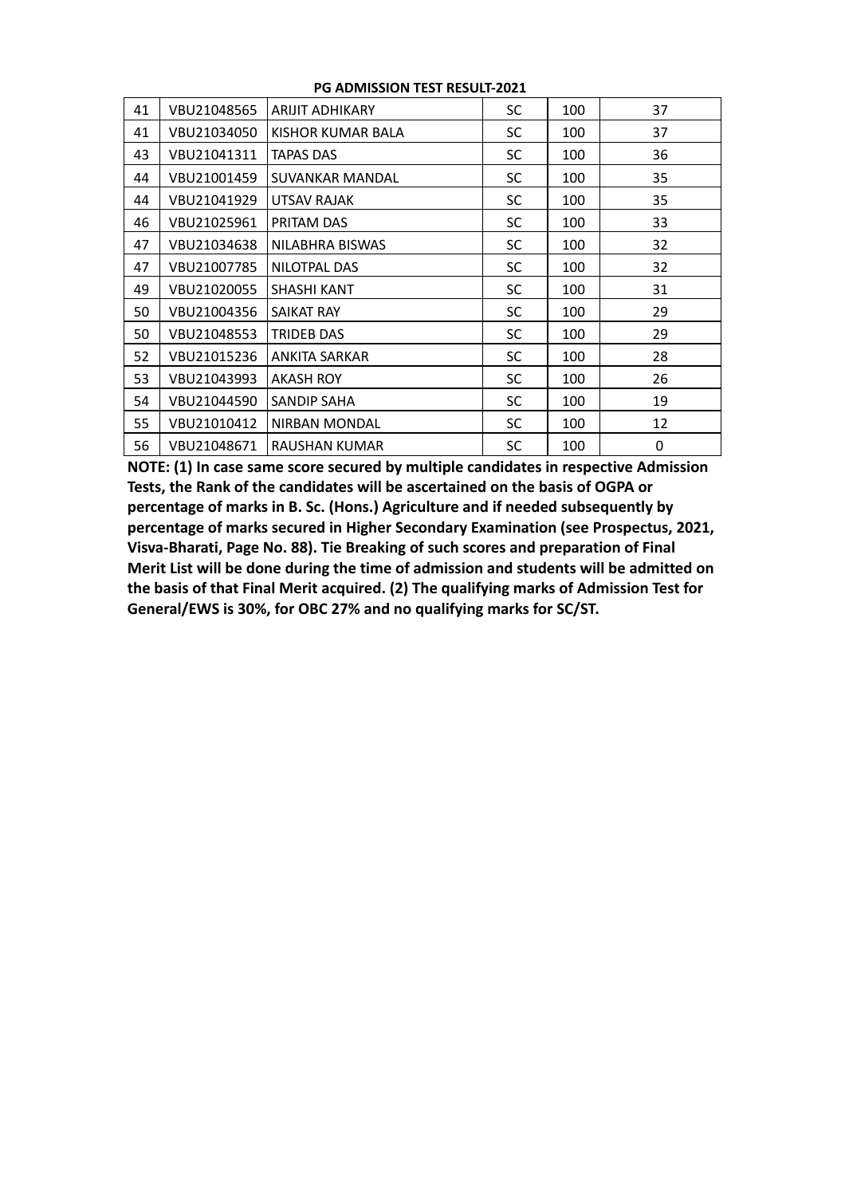**PG ADMISSION TEST RESULT-2021**

| | | | | | |
|---|---|---|---|---|---|
| 41 | VBU21048565 | ARIJIT ADHIKARY | SC | 100 | 37 |
| 41 | VBU21034050 | KISHOR KUMAR BALA | SC | 100 | 37 |
| 43 | VBU21041311 | TAPAS DAS | SC | 100 | 36 |
| 44 | VBU21001459 | SUVANKAR MANDAL | SC | 100 | 35 |
| 44 | VBU21041929 | UTSAV RAJAK | SC | 100 | 35 |
| 46 | VBU21025961 | PRITAM DAS | SC | 100 | 33 |
| 47 | VBU21034638 | NILABHRA BISWAS | SC | 100 | 32 |
| 47 | VBU21007785 | NILOTPAL DAS | SC | 100 | 32 |
| 49 | VBU21020055 | SHASHI KANT | SC | 100 | 31 |
| 50 | VBU21004356 | SAIKAT RAY | SC | 100 | 29 |
| 50 | VBU21048553 | TRIDEB DAS | SC | 100 | 29 |
| 52 | VBU21015236 | ANKITA SARKAR | SC | 100 | 28 |
| 53 | VBU21043993 | AKASH ROY | SC | 100 | 26 |
| 54 | VBU21044590 | SANDIP SAHA | SC | 100 | 19 |
| 55 | VBU21010412 | NIRBAN MONDAL | SC | 100 | 12 |
| 56 | VBU21048671 | RAUSHAN KUMAR | SC | 100 | 0 |

**NOTE: (1) In case same score secured by multiple candidates in respective Admission Tests, the Rank of the candidates will be ascertained on the basis of OGPA or percentage of marks in B. Sc. (Hons.) Agriculture and if needed subsequently by percentage of marks secured in Higher Secondary Examination (see Prospectus, 2021, Visva-Bharati, Page No. 88). Tie Breaking of such scores and preparation of Final Merit List will be done during the time of admission and students will be admitted on the basis of that Final Merit acquired. (2) The qualifying marks of Admission Test for General/EWS is 30%, for OBC 27% and no qualifying marks for SC/ST.**